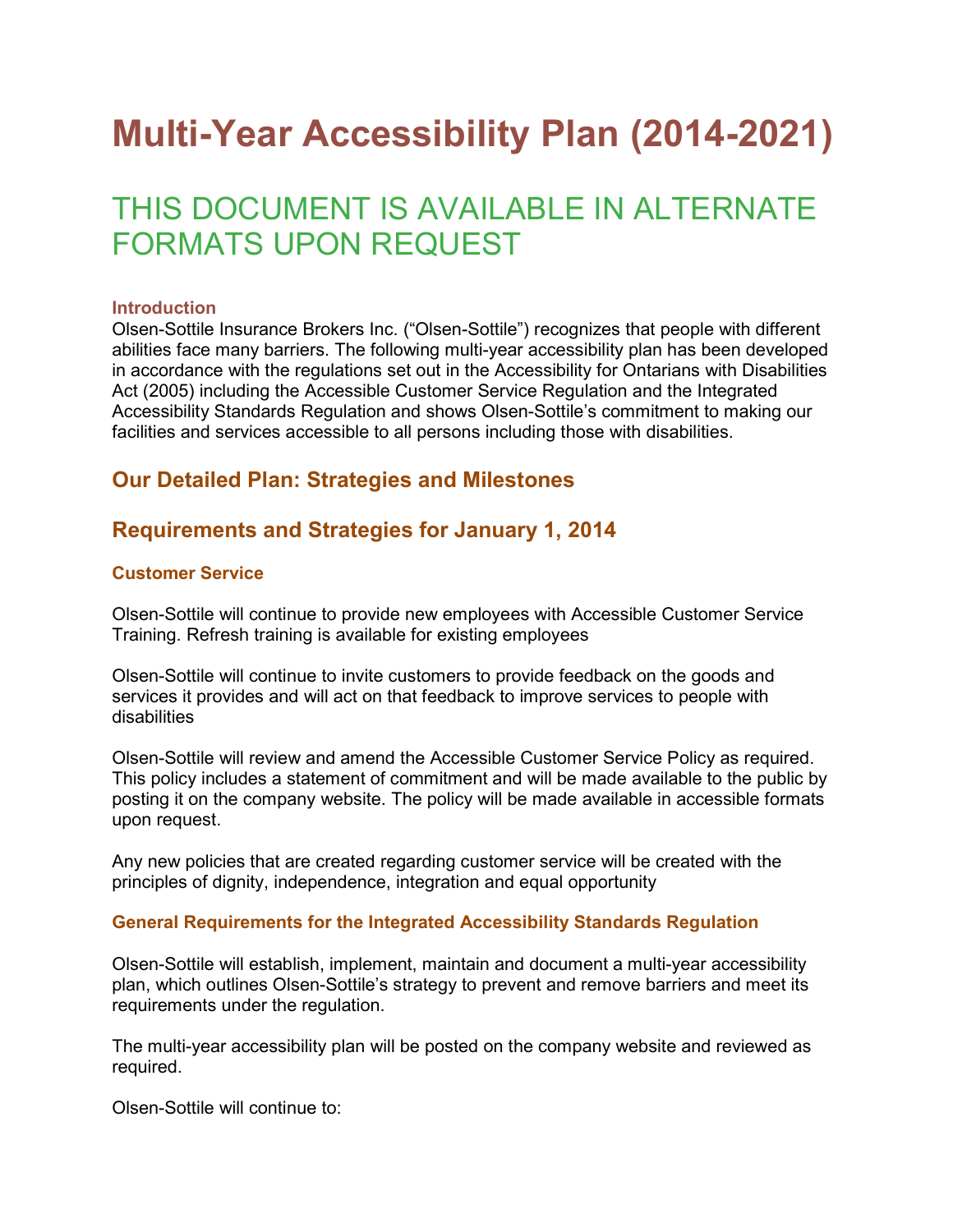# Multi-Year Accessibility Plan (2014-2021)

## THIS DOCUMENT IS AVAILABLE IN ALTERNATE FORMATS UPON REQUEST

#### Introduction

Olsen-Sottile Insurance Brokers Inc. ("Olsen-Sottile") recognizes that people with different abilities face many barriers. The following multi-year accessibility plan has been developed in accordance with the regulations set out in the Accessibility for Ontarians with Disabilities Act (2005) including the Accessible Customer Service Regulation and the Integrated Accessibility Standards Regulation and shows Olsen-Sottile's commitment to making our facilities and services accessible to all persons including those with disabilities.

### Our Detailed Plan: Strategies and Milestones

### Requirements and Strategies for January 1, 2014

#### Customer Service

Olsen-Sottile will continue to provide new employees with Accessible Customer Service Training. Refresh training is available for existing employees

Olsen-Sottile will continue to invite customers to provide feedback on the goods and services it provides and will act on that feedback to improve services to people with disabilities

Olsen-Sottile will review and amend the Accessible Customer Service Policy as required. This policy includes a statement of commitment and will be made available to the public by posting it on the company website. The policy will be made available in accessible formats upon request.

Any new policies that are created regarding customer service will be created with the principles of dignity, independence, integration and equal opportunity

#### General Requirements for the Integrated Accessibility Standards Regulation

Olsen-Sottile will establish, implement, maintain and document a multi-year accessibility plan, which outlines Olsen-Sottile's strategy to prevent and remove barriers and meet its requirements under the regulation.

The multi-year accessibility plan will be posted on the company website and reviewed as required.

Olsen-Sottile will continue to: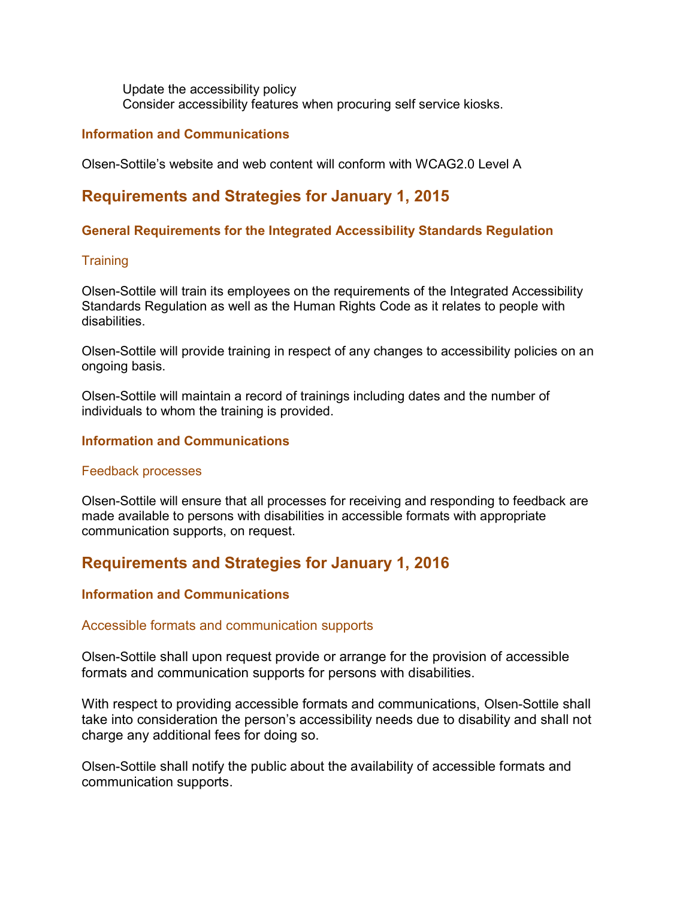Update the accessibility policy
Consider accessibility features when procuring self service kiosks.

### Information and Communications

Olsen-Sottile's website and web content will conform with WCAG2.0 Level A

## Requirements and Strategies for January 1, 2015

### General Requirements for the Integrated Accessibility Standards Regulation

#### Training

Olsen-Sottile will train its employees on the requirements of the Integrated Accessibility Standards Regulation as well as the Human Rights Code as it relates to people with disabilities.

Olsen-Sottile will provide training in respect of any changes to accessibility policies on an ongoing basis.

Olsen-Sottile will maintain a record of trainings including dates and the number of individuals to whom the training is provided.

### Information and Communications

#### Feedback processes

Olsen-Sottile will ensure that all processes for receiving and responding to feedback are made available to persons with disabilities in accessible formats with appropriate communication supports, on request.

## Requirements and Strategies for January 1, 2016

### Information and Communications

#### Accessible formats and communication supports

Olsen-Sottile shall upon request provide or arrange for the provision of accessible formats and communication supports for persons with disabilities.

With respect to providing accessible formats and communications, Olsen-Sottile shall take into consideration the person's accessibility needs due to disability and shall not charge any additional fees for doing so.

Olsen-Sottile shall notify the public about the availability of accessible formats and communication supports.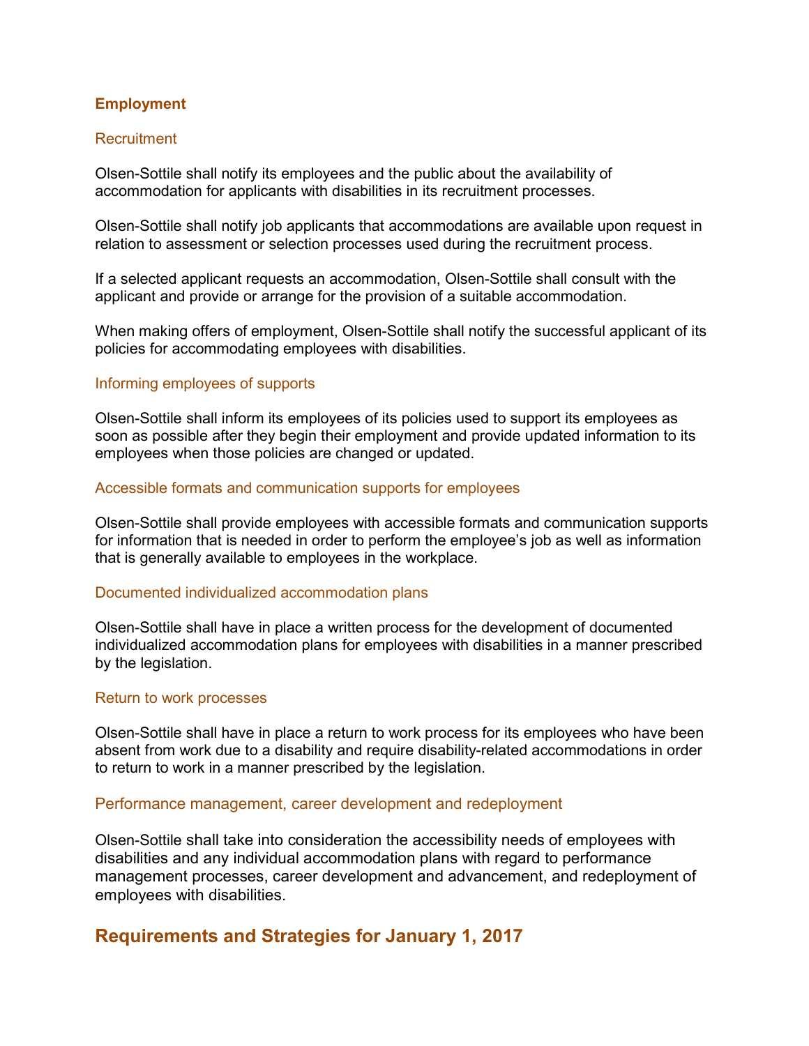### Employment

#### Recruitment

Olsen-Sottile shall notify its employees and the public about the availability of accommodation for applicants with disabilities in its recruitment processes.

Olsen-Sottile shall notify job applicants that accommodations are available upon request in relation to assessment or selection processes used during the recruitment process.

If a selected applicant requests an accommodation, Olsen-Sottile shall consult with the applicant and provide or arrange for the provision of a suitable accommodation.

When making offers of employment, Olsen-Sottile shall notify the successful applicant of its policies for accommodating employees with disabilities.

#### Informing employees of supports

Olsen-Sottile shall inform its employees of its policies used to support its employees as soon as possible after they begin their employment and provide updated information to its employees when those policies are changed or updated.

#### Accessible formats and communication supports for employees

Olsen-Sottile shall provide employees with accessible formats and communication supports for information that is needed in order to perform the employee's job as well as information that is generally available to employees in the workplace.

#### Documented individualized accommodation plans

Olsen-Sottile shall have in place a written process for the development of documented individualized accommodation plans for employees with disabilities in a manner prescribed by the legislation.

#### Return to work processes

Olsen-Sottile shall have in place a return to work process for its employees who have been absent from work due to a disability and require disability-related accommodations in order to return to work in a manner prescribed by the legislation.

#### Performance management, career development and redeployment

Olsen-Sottile shall take into consideration the accessibility needs of employees with disabilities and any individual accommodation plans with regard to performance management processes, career development and advancement, and redeployment of employees with disabilities.

## Requirements and Strategies for January 1, 2017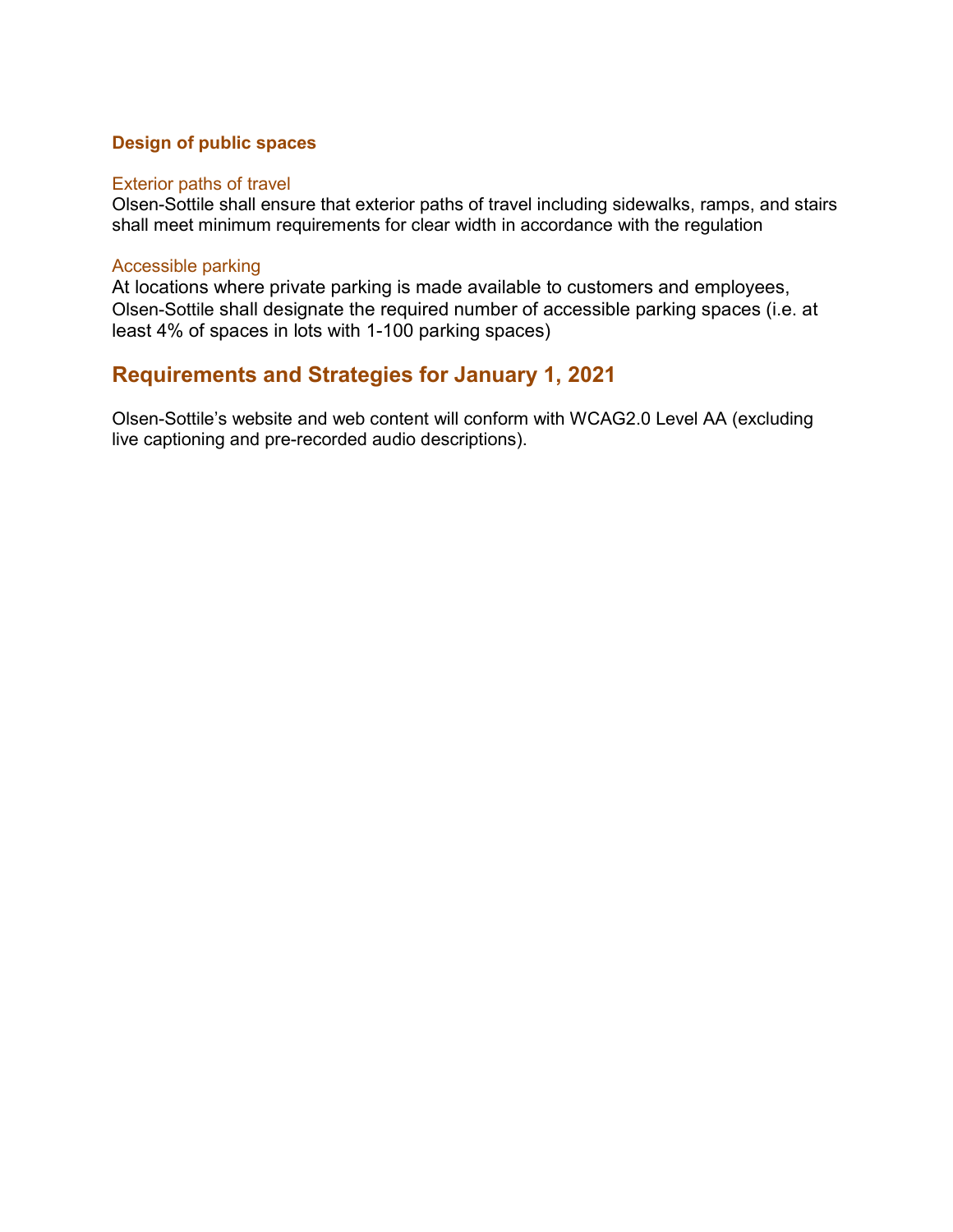### Design of public spaces

#### Exterior paths of travel

Olsen-Sottile shall ensure that exterior paths of travel including sidewalks, ramps, and stairs shall meet minimum requirements for clear width in accordance with the regulation

#### Accessible parking

At locations where private parking is made available to customers and employees, Olsen-Sottile shall designate the required number of accessible parking spaces (i.e. at least 4% of spaces in lots with 1-100 parking spaces)

## Requirements and Strategies for January 1, 2021

Olsen-Sottile's website and web content will conform with WCAG2.0 Level AA (excluding live captioning and pre-recorded audio descriptions).